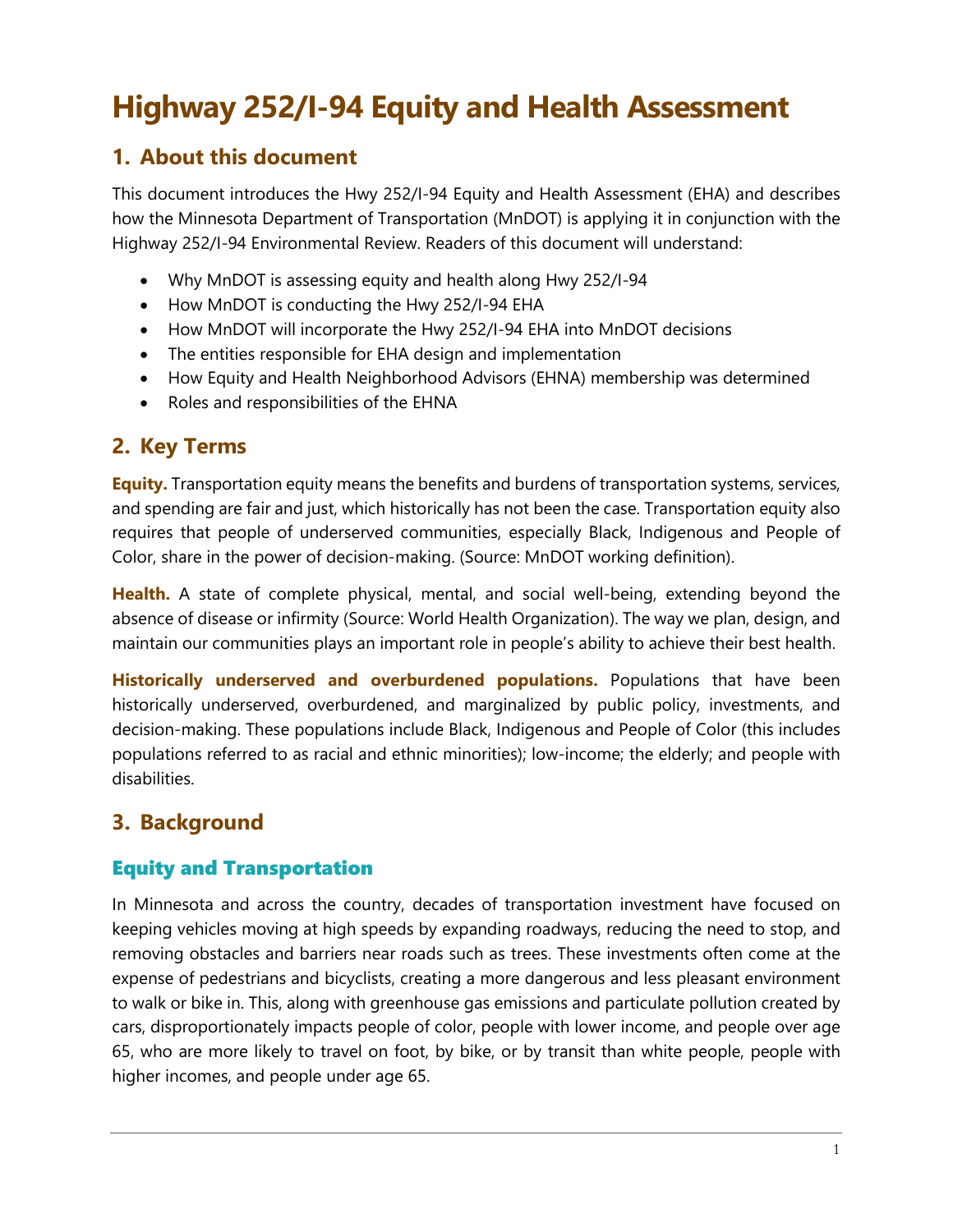# Highway 252/I-94 Equity and Health Assessment

## 1. About this document

This document introduces the Hwy 252/I-94 Equity and Health Assessment (EHA) and describes how the Minnesota Department of Transportation (MnDOT) is applying it in conjunction with the Highway 252/I-94 Environmental Review. Readers of this document will understand:

- Why MnDOT is assessing equity and health along Hwy 252/I-94
- How MnDOT is conducting the Hwy 252/I-94 EHA
- How MnDOT will incorporate the Hwy 252/I-94 EHA into MnDOT decisions
- The entities responsible for EHA design and implementation
- How Equity and Health Neighborhood Advisors (EHNA) membership was determined
- Roles and responsibilities of the EHNA

## 2. Key Terms

**Equity.** Transportation equity means the benefits and burdens of transportation systems, services, and spending are fair and just, which historically has not been the case. Transportation equity also requires that people of underserved communities, especially Black, Indigenous and People of Color, share in the power of decision-making. (Source: MnDOT working definition).

**Health.** A state of complete physical, mental, and social well-being, extending beyond the absence of disease or infirmity (Source: World Health Organization). The way we plan, design, and maintain our communities plays an important role in people's ability to achieve their best health.

**Historically underserved and overburdened populations.** Populations that have been historically underserved, overburdened, and marginalized by public policy, investments, and decision-making. These populations include Black, Indigenous and People of Color (this includes populations referred to as racial and ethnic minorities); low-income; the elderly; and people with disabilities.

## 3. Background

### Equity and Transportation

In Minnesota and across the country, decades of transportation investment have focused on keeping vehicles moving at high speeds by expanding roadways, reducing the need to stop, and removing obstacles and barriers near roads such as trees. These investments often come at the expense of pedestrians and bicyclists, creating a more dangerous and less pleasant environment to walk or bike in. This, along with greenhouse gas emissions and particulate pollution created by cars, disproportionately impacts people of color, people with lower income, and people over age 65, who are more likely to travel on foot, by bike, or by transit than white people, people with higher incomes, and people under age 65.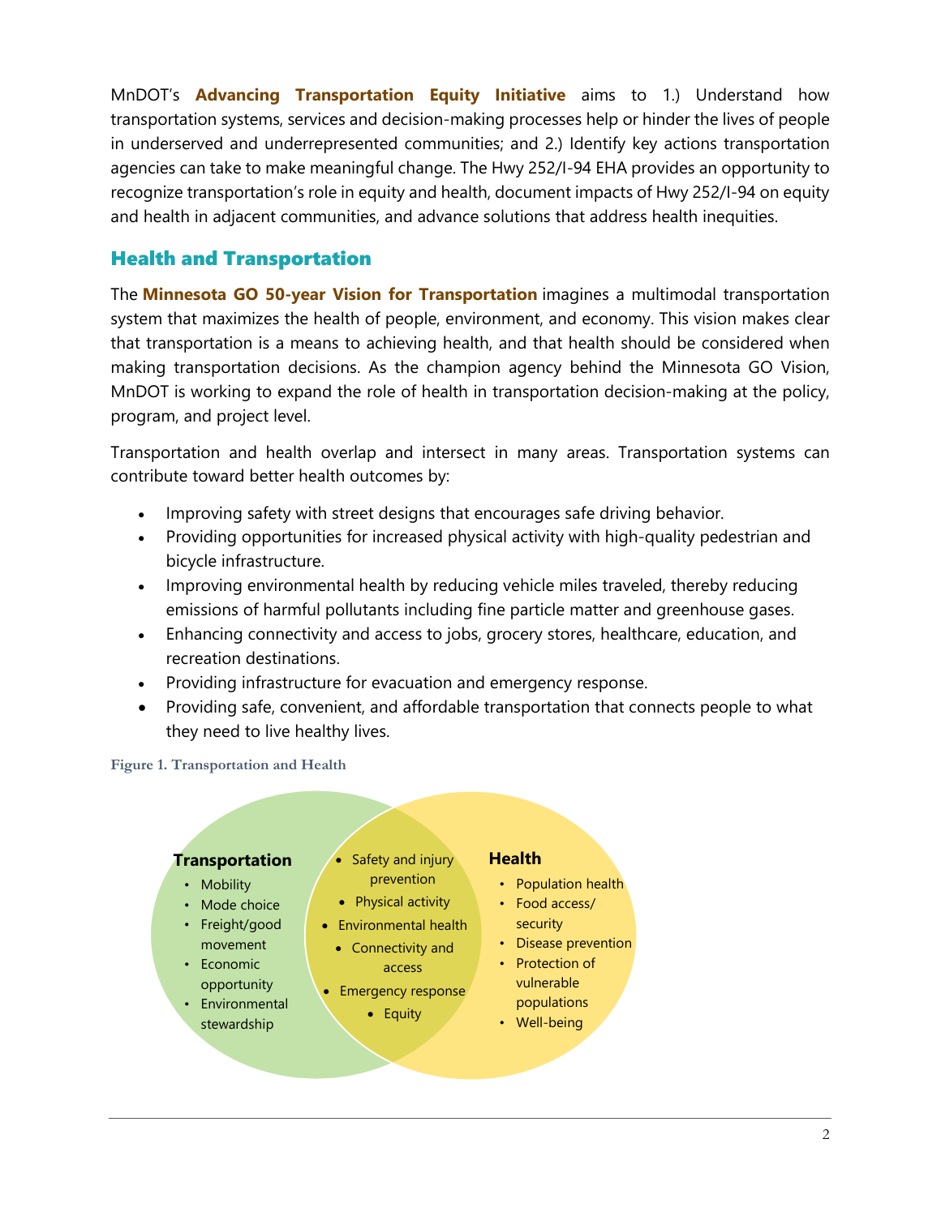MnDOT's **Advancing Transportation Equity Initiative** aims to 1.) Understand how transportation systems, services and decision-making processes help or hinder the lives of people in underserved and underrepresented communities; and 2.) Identify key actions transportation agencies can take to make meaningful change. The Hwy 252/I-94 EHA provides an opportunity to recognize transportation's role in equity and health, document impacts of Hwy 252/I-94 on equity and health in adjacent communities, and advance solutions that address health inequities.

## Health and Transportation

The **Minnesota GO 50-year Vision for Transportation** imagines a multimodal transportation system that maximizes the health of people, environment, and economy. This vision makes clear that transportation is a means to achieving health, and that health should be considered when making transportation decisions. As the champion agency behind the Minnesota GO Vision, MnDOT is working to expand the role of health in transportation decision-making at the policy, program, and project level.

Transportation and health overlap and intersect in many areas. Transportation systems can contribute toward better health outcomes by:

- Improving safety with street designs that encourages safe driving behavior.
- Providing opportunities for increased physical activity with high-quality pedestrian and bicycle infrastructure.
- Improving environmental health by reducing vehicle miles traveled, thereby reducing emissions of harmful pollutants including fine particle matter and greenhouse gases.
- Enhancing connectivity and access to jobs, grocery stores, healthcare, education, and recreation destinations.
- Providing infrastructure for evacuation and emergency response.
- Providing safe, convenient, and affordable transportation that connects people to what they need to live healthy lives.

Figure 1. Transportation and Health

**Transportation**
- Mobility
- Mode choice
- Freight/good movement
- Economic opportunity
- Environmental stewardship

**Transportation and Health (overlap)**
- Safety and injury prevention
- Physical activity
- Environmental health
- Connectivity and access
- Emergency response
- Equity

**Health**
- Population health
- Food access/ security
- Disease prevention
- Protection of vulnerable populations
- Well-being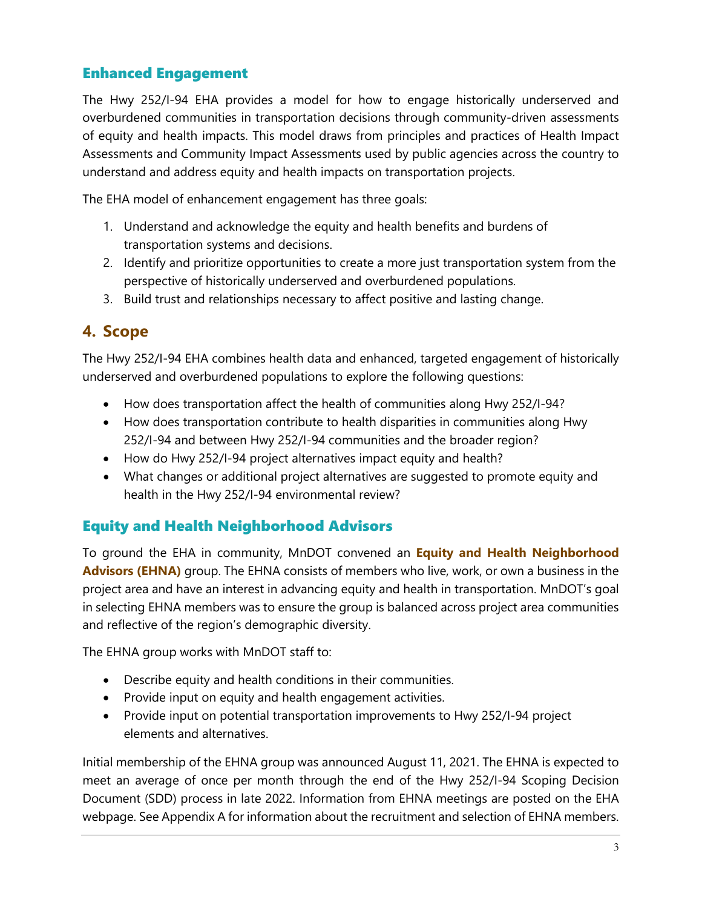## Enhanced Engagement

The Hwy 252/I-94 EHA provides a model for how to engage historically underserved and overburdened communities in transportation decisions through community-driven assessments of equity and health impacts. This model draws from principles and practices of Health Impact Assessments and Community Impact Assessments used by public agencies across the country to understand and address equity and health impacts on transportation projects.

The EHA model of enhancement engagement has three goals:

1. Understand and acknowledge the equity and health benefits and burdens of transportation systems and decisions.
2. Identify and prioritize opportunities to create a more just transportation system from the perspective of historically underserved and overburdened populations.
3. Build trust and relationships necessary to affect positive and lasting change.

# 4. Scope

The Hwy 252/I-94 EHA combines health data and enhanced, targeted engagement of historically underserved and overburdened populations to explore the following questions:

- How does transportation affect the health of communities along Hwy 252/I-94?
- How does transportation contribute to health disparities in communities along Hwy 252/I-94 and between Hwy 252/I-94 communities and the broader region?
- How do Hwy 252/I-94 project alternatives impact equity and health?
- What changes or additional project alternatives are suggested to promote equity and health in the Hwy 252/I-94 environmental review?

## Equity and Health Neighborhood Advisors

To ground the EHA in community, MnDOT convened an **Equity and Health Neighborhood Advisors (EHNA)** group. The EHNA consists of members who live, work, or own a business in the project area and have an interest in advancing equity and health in transportation. MnDOT's goal in selecting EHNA members was to ensure the group is balanced across project area communities and reflective of the region's demographic diversity.

The EHNA group works with MnDOT staff to:

- Describe equity and health conditions in their communities.
- Provide input on equity and health engagement activities.
- Provide input on potential transportation improvements to Hwy 252/I-94 project elements and alternatives.

Initial membership of the EHNA group was announced August 11, 2021. The EHNA is expected to meet an average of once per month through the end of the Hwy 252/I-94 Scoping Decision Document (SDD) process in late 2022. Information from EHNA meetings are posted on the EHA webpage. See Appendix A for information about the recruitment and selection of EHNA members.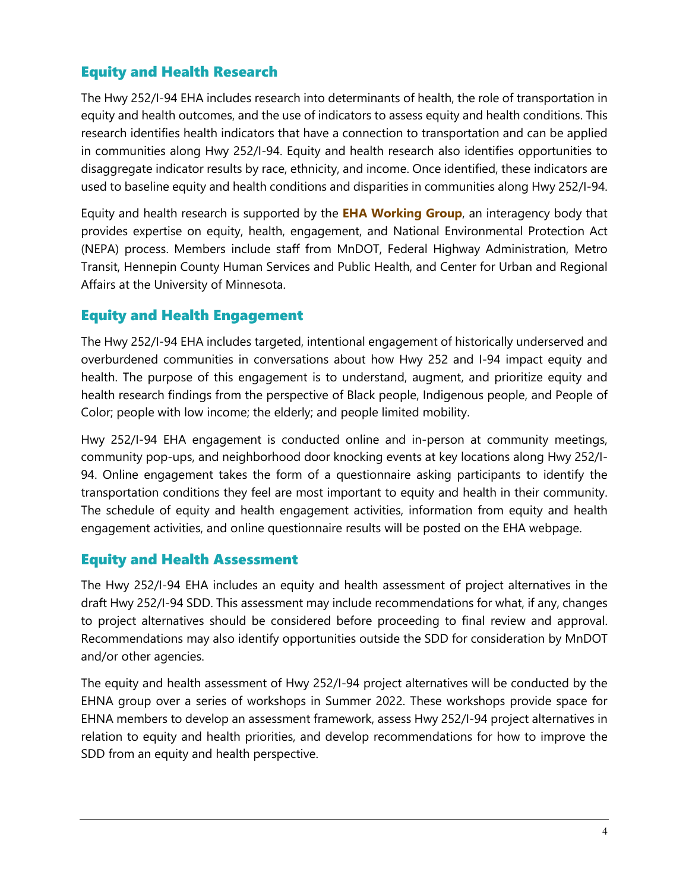## Equity and Health Research

The Hwy 252/I-94 EHA includes research into determinants of health, the role of transportation in equity and health outcomes, and the use of indicators to assess equity and health conditions. This research identifies health indicators that have a connection to transportation and can be applied in communities along Hwy 252/I-94. Equity and health research also identifies opportunities to disaggregate indicator results by race, ethnicity, and income. Once identified, these indicators are used to baseline equity and health conditions and disparities in communities along Hwy 252/I-94.

Equity and health research is supported by the **EHA Working Group**, an interagency body that provides expertise on equity, health, engagement, and National Environmental Protection Act (NEPA) process. Members include staff from MnDOT, Federal Highway Administration, Metro Transit, Hennepin County Human Services and Public Health, and Center for Urban and Regional Affairs at the University of Minnesota.

## Equity and Health Engagement

The Hwy 252/I-94 EHA includes targeted, intentional engagement of historically underserved and overburdened communities in conversations about how Hwy 252 and I-94 impact equity and health. The purpose of this engagement is to understand, augment, and prioritize equity and health research findings from the perspective of Black people, Indigenous people, and People of Color; people with low income; the elderly; and people limited mobility.

Hwy 252/I-94 EHA engagement is conducted online and in-person at community meetings, community pop-ups, and neighborhood door knocking events at key locations along Hwy 252/I-94. Online engagement takes the form of a questionnaire asking participants to identify the transportation conditions they feel are most important to equity and health in their community. The schedule of equity and health engagement activities, information from equity and health engagement activities, and online questionnaire results will be posted on the EHA webpage.

## Equity and Health Assessment

The Hwy 252/I-94 EHA includes an equity and health assessment of project alternatives in the draft Hwy 252/I-94 SDD. This assessment may include recommendations for what, if any, changes to project alternatives should be considered before proceeding to final review and approval. Recommendations may also identify opportunities outside the SDD for consideration by MnDOT and/or other agencies.

The equity and health assessment of Hwy 252/I-94 project alternatives will be conducted by the EHNA group over a series of workshops in Summer 2022. These workshops provide space for EHNA members to develop an assessment framework, assess Hwy 252/I-94 project alternatives in relation to equity and health priorities, and develop recommendations for how to improve the SDD from an equity and health perspective.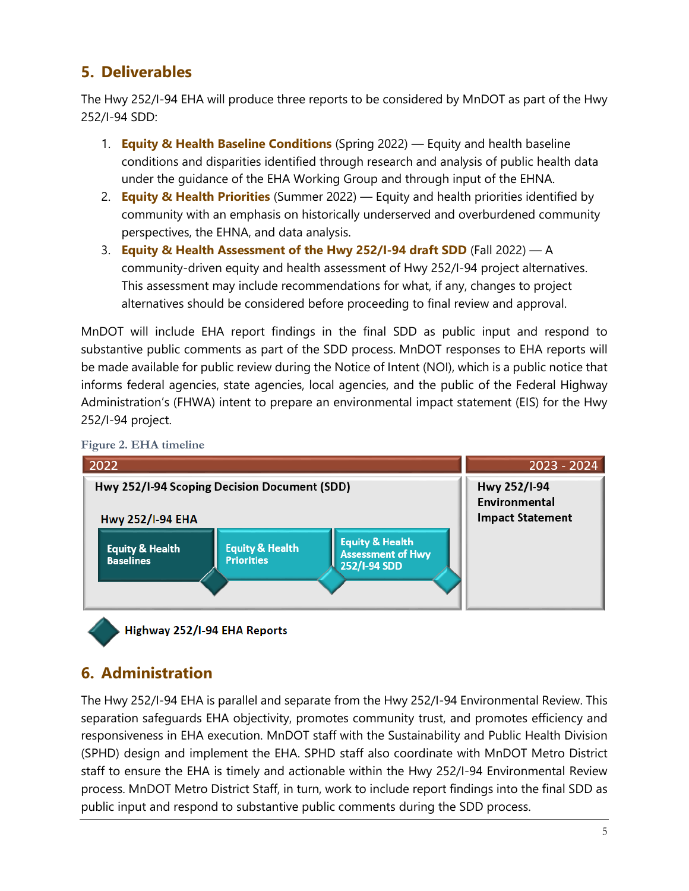## 5. Deliverables

The Hwy 252/I-94 EHA will produce three reports to be considered by MnDOT as part of the Hwy 252/I-94 SDD:

1. **Equity & Health Baseline Conditions** (Spring 2022) — Equity and health baseline conditions and disparities identified through research and analysis of public health data under the guidance of the EHA Working Group and through input of the EHNA.
2. **Equity & Health Priorities** (Summer 2022) — Equity and health priorities identified by community with an emphasis on historically underserved and overburdened community perspectives, the EHNA, and data analysis.
3. **Equity & Health Assessment of the Hwy 252/I-94 draft SDD** (Fall 2022) — A community-driven equity and health assessment of Hwy 252/I-94 project alternatives. This assessment may include recommendations for what, if any, changes to project alternatives should be considered before proceeding to final review and approval.

MnDOT will include EHA report findings in the final SDD as public input and respond to substantive public comments as part of the SDD process. MnDOT responses to EHA reports will be made available for public review during the Notice of Intent (NOI), which is a public notice that informs federal agencies, state agencies, local agencies, and the public of the Federal Highway Administration's (FHWA) intent to prepare an environmental impact statement (EIS) for the Hwy 252/I-94 project.

Figure 2. EHA timeline

| 2022 | | | 2023 - 2024 |
|---|---|---|---|
| **Hwy 252/I-94 Scoping Decision Document (SDD)** | | | **Hwy 252/I-94 Environmental Impact Statement** |
| **Hwy 252/I-94 EHA** | | | |
| Equity & Health Baselines | Equity & Health Priorities | Equity & Health Assessment of Hwy 252/I-94 SDD | |

◆ Highway 252/I-94 EHA Reports

## 6. Administration

The Hwy 252/I-94 EHA is parallel and separate from the Hwy 252/I-94 Environmental Review. This separation safeguards EHA objectivity, promotes community trust, and promotes efficiency and responsiveness in EHA execution. MnDOT staff with the Sustainability and Public Health Division (SPHD) design and implement the EHA. SPHD staff also coordinate with MnDOT Metro District staff to ensure the EHA is timely and actionable within the Hwy 252/I-94 Environmental Review process. MnDOT Metro District Staff, in turn, work to include report findings into the final SDD as public input and respond to substantive public comments during the SDD process.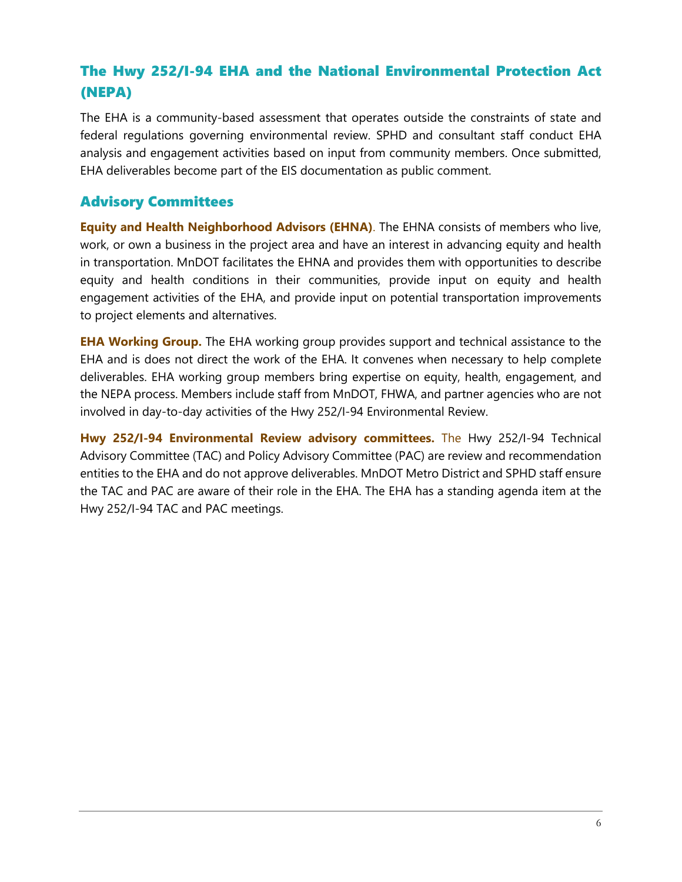## The Hwy 252/I-94 EHA and the National Environmental Protection Act (NEPA)

The EHA is a community-based assessment that operates outside the constraints of state and federal regulations governing environmental review. SPHD and consultant staff conduct EHA analysis and engagement activities based on input from community members. Once submitted, EHA deliverables become part of the EIS documentation as public comment.

## Advisory Committees

**Equity and Health Neighborhood Advisors (EHNA)**. The EHNA consists of members who live, work, or own a business in the project area and have an interest in advancing equity and health in transportation. MnDOT facilitates the EHNA and provides them with opportunities to describe equity and health conditions in their communities, provide input on equity and health engagement activities of the EHA, and provide input on potential transportation improvements to project elements and alternatives.

**EHA Working Group.** The EHA working group provides support and technical assistance to the EHA and is does not direct the work of the EHA. It convenes when necessary to help complete deliverables. EHA working group members bring expertise on equity, health, engagement, and the NEPA process. Members include staff from MnDOT, FHWA, and partner agencies who are not involved in day-to-day activities of the Hwy 252/I-94 Environmental Review.

**Hwy 252/I-94 Environmental Review advisory committees.** The Hwy 252/I-94 Technical Advisory Committee (TAC) and Policy Advisory Committee (PAC) are review and recommendation entities to the EHA and do not approve deliverables. MnDOT Metro District and SPHD staff ensure the TAC and PAC are aware of their role in the EHA. The EHA has a standing agenda item at the Hwy 252/I-94 TAC and PAC meetings.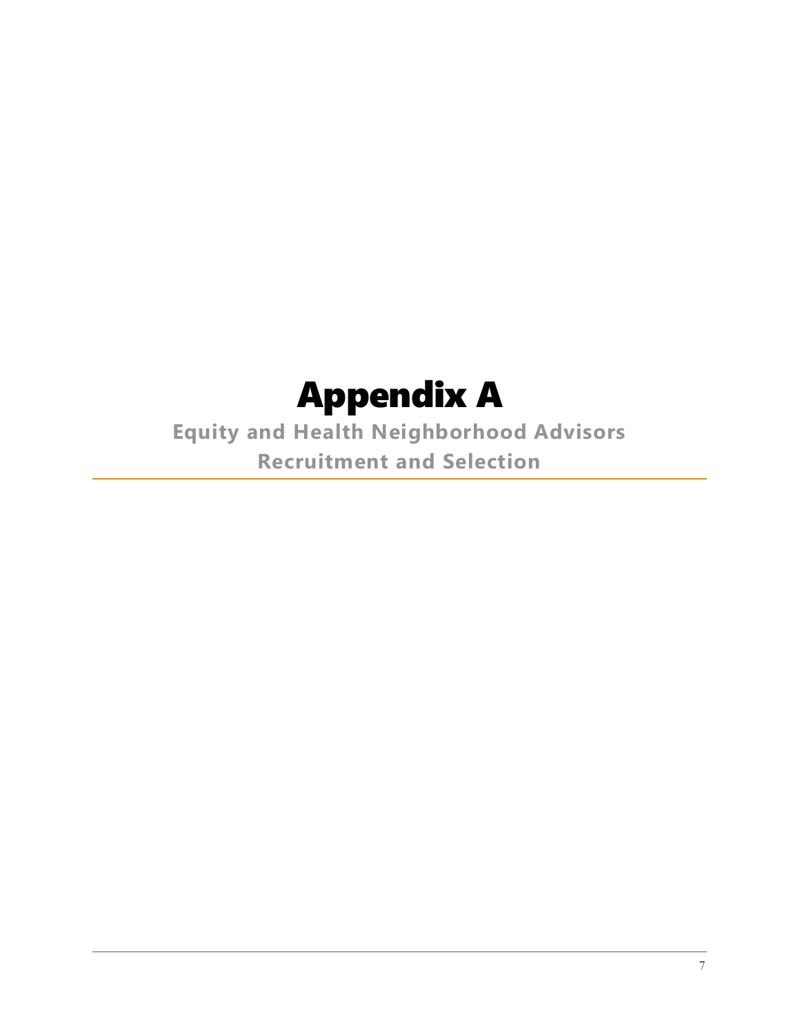# Appendix A

## Equity and Health Neighborhood Advisors Recruitment and Selection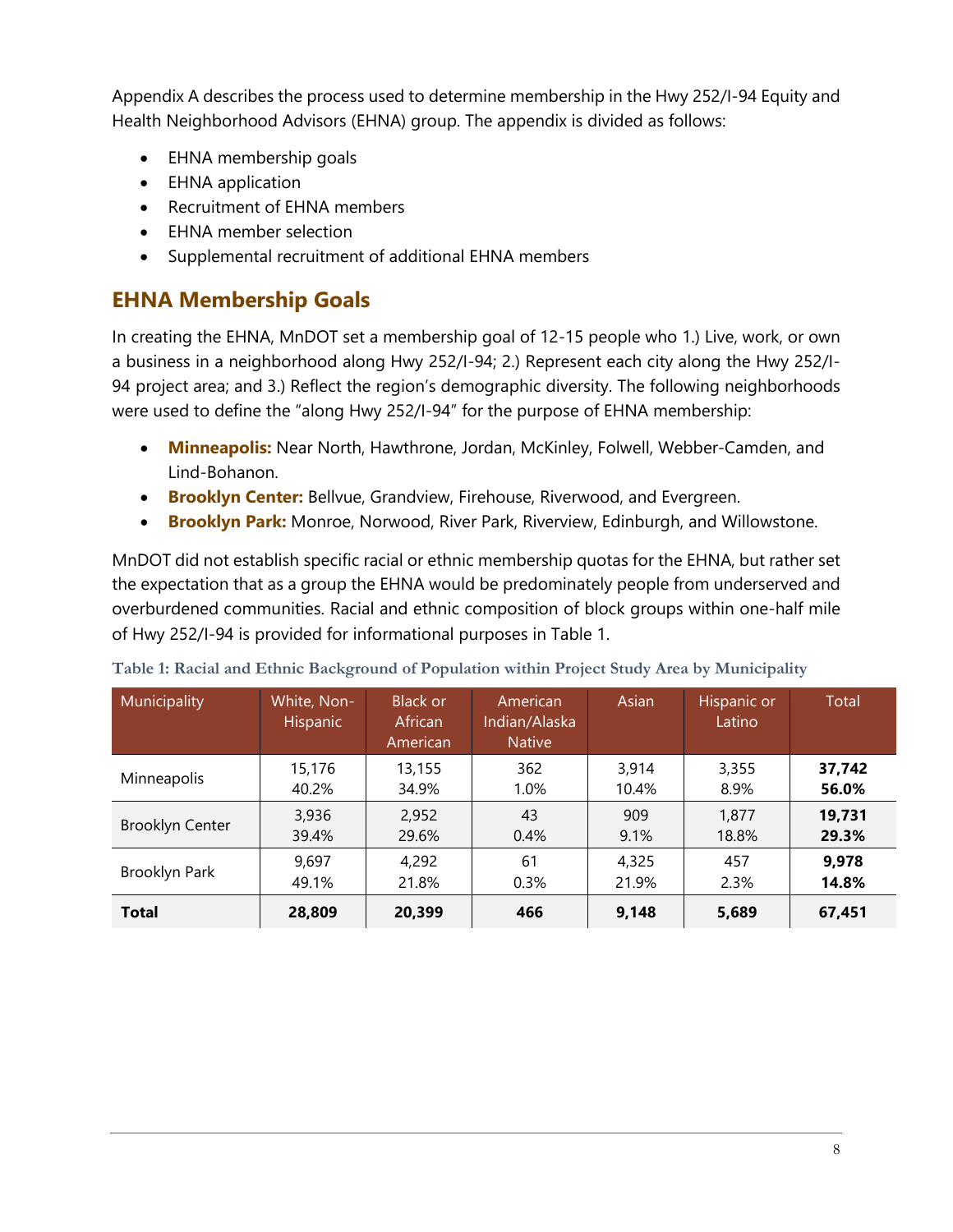Appendix A describes the process used to determine membership in the Hwy 252/I-94 Equity and Health Neighborhood Advisors (EHNA) group. The appendix is divided as follows:

- EHNA membership goals
- EHNA application
- Recruitment of EHNA members
- EHNA member selection
- Supplemental recruitment of additional EHNA members

## EHNA Membership Goals

In creating the EHNA, MnDOT set a membership goal of 12-15 people who 1.) Live, work, or own a business in a neighborhood along Hwy 252/I-94; 2.) Represent each city along the Hwy 252/I-94 project area; and 3.) Reflect the region's demographic diversity. The following neighborhoods were used to define the "along Hwy 252/I-94" for the purpose of EHNA membership:

- **Minneapolis:** Near North, Hawthrone, Jordan, McKinley, Folwell, Webber-Camden, and Lind-Bohanon.
- **Brooklyn Center:** Bellvue, Grandview, Firehouse, Riverwood, and Evergreen.
- **Brooklyn Park:** Monroe, Norwood, River Park, Riverview, Edinburgh, and Willowstone.

MnDOT did not establish specific racial or ethnic membership quotas for the EHNA, but rather set the expectation that as a group the EHNA would be predominately people from underserved and overburdened communities. Racial and ethnic composition of block groups within one-half mile of Hwy 252/I-94 is provided for informational purposes in Table 1.

**Table 1: Racial and Ethnic Background of Population within Project Study Area by Municipality**

| Municipality | White, Non-Hispanic | Black or African American | American Indian/Alaska Native | Asian | Hispanic or Latino | Total |
|---|---|---|---|---|---|---|
| Minneapolis | 15,176<br>40.2% | 13,155<br>34.9% | 362<br>1.0% | 3,914<br>10.4% | 3,355<br>8.9% | **37,742<br>56.0%** |
| Brooklyn Center | 3,936<br>39.4% | 2,952<br>29.6% | 43<br>0.4% | 909<br>9.1% | 1,877<br>18.8% | **19,731<br>29.3%** |
| Brooklyn Park | 9,697<br>49.1% | 4,292<br>21.8% | 61<br>0.3% | 4,325<br>21.9% | 457<br>2.3% | **9,978<br>14.8%** |
| **Total** | **28,809** | **20,399** | **466** | **9,148** | **5,689** | **67,451** |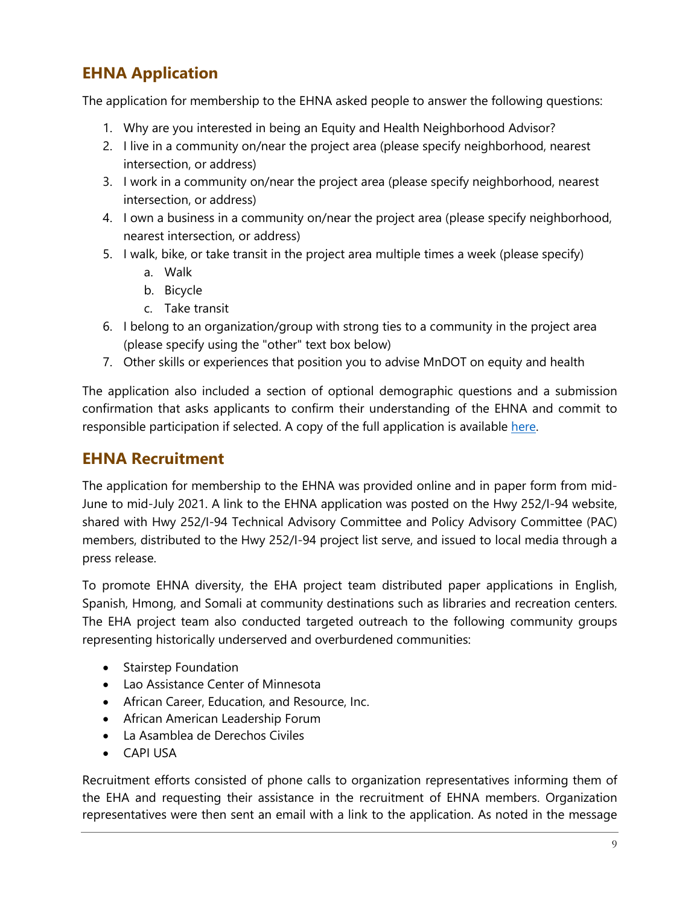## EHNA Application

The application for membership to the EHNA asked people to answer the following questions:

1. Why are you interested in being an Equity and Health Neighborhood Advisor?
2. I live in a community on/near the project area (please specify neighborhood, nearest intersection, or address)
3. I work in a community on/near the project area (please specify neighborhood, nearest intersection, or address)
4. I own a business in a community on/near the project area (please specify neighborhood, nearest intersection, or address)
5. I walk, bike, or take transit in the project area multiple times a week (please specify)
   a. Walk
   b. Bicycle
   c. Take transit
6. I belong to an organization/group with strong ties to a community in the project area (please specify using the "other" text box below)
7. Other skills or experiences that position you to advise MnDOT on equity and health

The application also included a section of optional demographic questions and a submission confirmation that asks applicants to confirm their understanding of the EHNA and commit to responsible participation if selected. A copy of the full application is available here.

## EHNA Recruitment

The application for membership to the EHNA was provided online and in paper form from mid-June to mid-July 2021. A link to the EHNA application was posted on the Hwy 252/I-94 website, shared with Hwy 252/I-94 Technical Advisory Committee and Policy Advisory Committee (PAC) members, distributed to the Hwy 252/I-94 project list serve, and issued to local media through a press release.

To promote EHNA diversity, the EHA project team distributed paper applications in English, Spanish, Hmong, and Somali at community destinations such as libraries and recreation centers. The EHA project team also conducted targeted outreach to the following community groups representing historically underserved and overburdened communities:

- Stairstep Foundation
- Lao Assistance Center of Minnesota
- African Career, Education, and Resource, Inc.
- African American Leadership Forum
- La Asamblea de Derechos Civiles
- CAPI USA

Recruitment efforts consisted of phone calls to organization representatives informing them of the EHA and requesting their assistance in the recruitment of EHNA members. Organization representatives were then sent an email with a link to the application. As noted in the message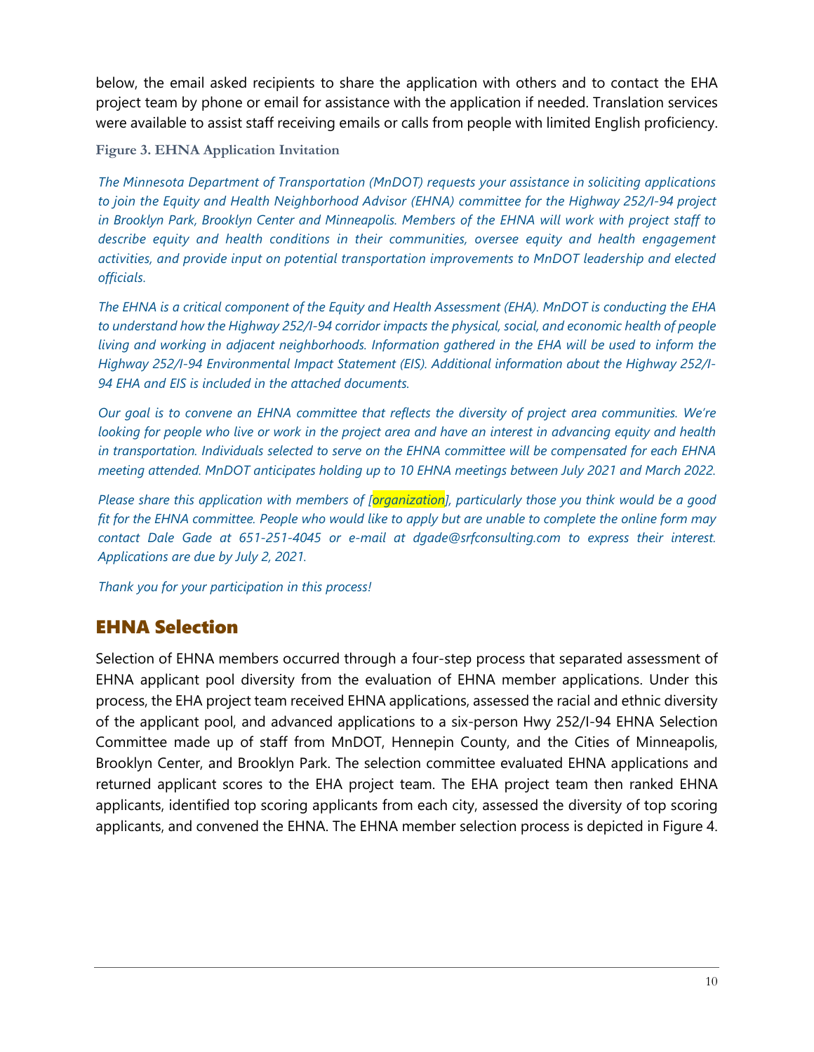below, the email asked recipients to share the application with others and to contact the EHA project team by phone or email for assistance with the application if needed. Translation services were available to assist staff receiving emails or calls from people with limited English proficiency.

**Figure 3. EHNA Application Invitation**

*The Minnesota Department of Transportation (MnDOT) requests your assistance in soliciting applications to join the Equity and Health Neighborhood Advisor (EHNA) committee for the Highway 252/I-94 project in Brooklyn Park, Brooklyn Center and Minneapolis. Members of the EHNA will work with project staff to describe equity and health conditions in their communities, oversee equity and health engagement activities, and provide input on potential transportation improvements to MnDOT leadership and elected officials.*

*The EHNA is a critical component of the Equity and Health Assessment (EHA). MnDOT is conducting the EHA to understand how the Highway 252/I-94 corridor impacts the physical, social, and economic health of people living and working in adjacent neighborhoods. Information gathered in the EHA will be used to inform the Highway 252/I-94 Environmental Impact Statement (EIS). Additional information about the Highway 252/I-94 EHA and EIS is included in the attached documents.*

*Our goal is to convene an EHNA committee that reflects the diversity of project area communities. We're looking for people who live or work in the project area and have an interest in advancing equity and health in transportation. Individuals selected to serve on the EHNA committee will be compensated for each EHNA meeting attended. MnDOT anticipates holding up to 10 EHNA meetings between July 2021 and March 2022.*

*Please share this application with members of [organization], particularly those you think would be a good fit for the EHNA committee. People who would like to apply but are unable to complete the online form may contact Dale Gade at 651-251-4045 or e-mail at dgade@srfconsulting.com to express their interest. Applications are due by July 2, 2021.*

*Thank you for your participation in this process!*

## EHNA Selection

Selection of EHNA members occurred through a four-step process that separated assessment of EHNA applicant pool diversity from the evaluation of EHNA member applications. Under this process, the EHA project team received EHNA applications, assessed the racial and ethnic diversity of the applicant pool, and advanced applications to a six-person Hwy 252/I-94 EHNA Selection Committee made up of staff from MnDOT, Hennepin County, and the Cities of Minneapolis, Brooklyn Center, and Brooklyn Park. The selection committee evaluated EHNA applications and returned applicant scores to the EHA project team. The EHA project team then ranked EHNA applicants, identified top scoring applicants from each city, assessed the diversity of top scoring applicants, and convened the EHNA. The EHNA member selection process is depicted in Figure 4.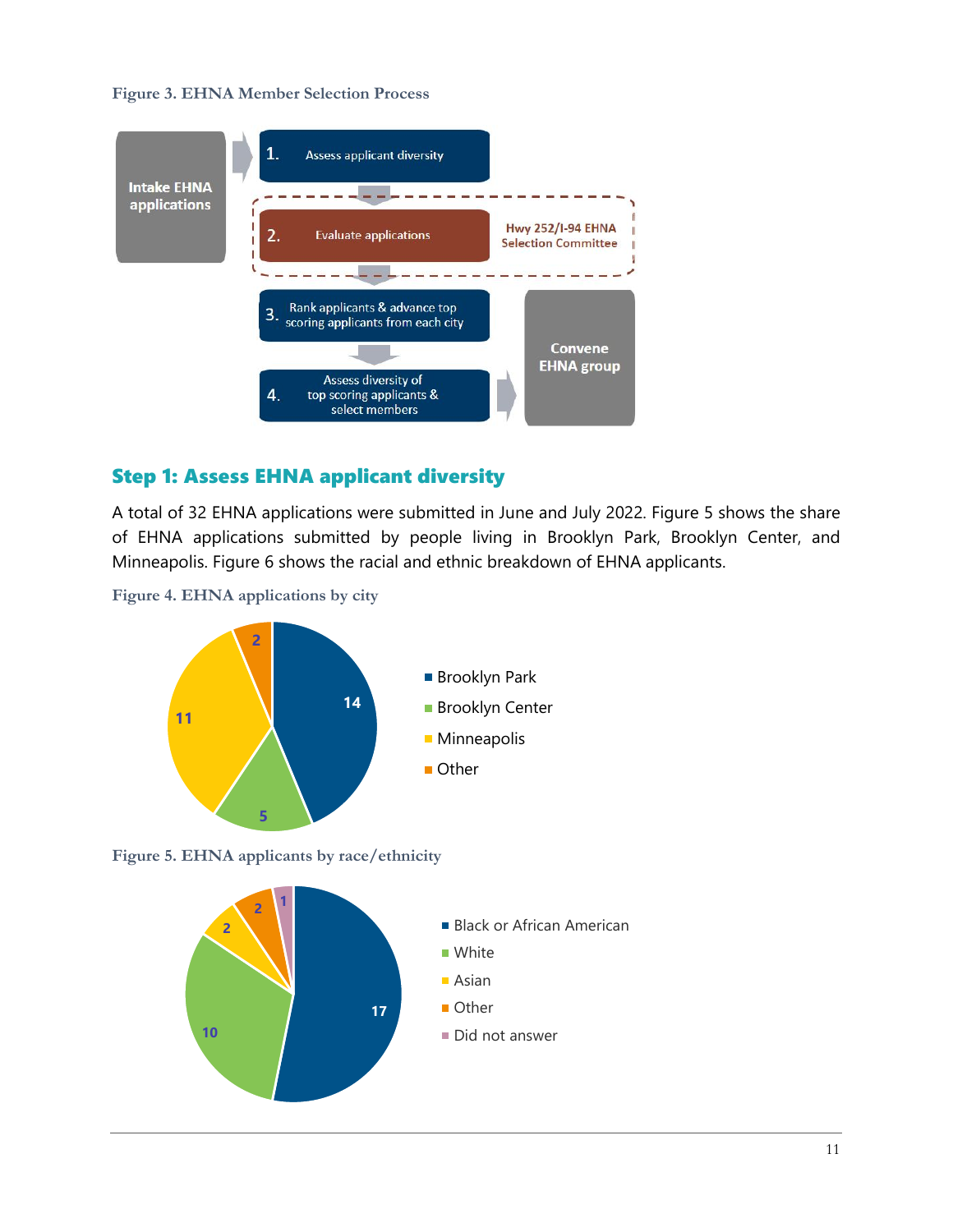Figure 3. EHNA Member Selection Process

Intake EHNA applications

1. Assess applicant diversity

2. Evaluate applications — Hwy 252/I-94 EHNA Selection Committee

3. Rank applicants & advance top scoring applicants from each city

4. Assess diversity of top scoring applicants & select members

Convene EHNA group

## Step 1: Assess EHNA applicant diversity

A total of 32 EHNA applications were submitted in June and July 2022. Figure 5 shows the share of EHNA applications submitted by people living in Brooklyn Park, Brooklyn Center, and Minneapolis. Figure 6 shows the racial and ethnic breakdown of EHNA applicants.

Figure 4. EHNA applications by city

| City | Applications |
| --- | --- |
| Brooklyn Park | 14 |
| Brooklyn Center | 5 |
| Minneapolis | 11 |
| Other | 2 |

Figure 5. EHNA applicants by race/ethnicity

| Race/ethnicity | Applicants |
| --- | --- |
| Black or African American | 17 |
| White | 10 |
| Asian | 2 |
| Other | 2 |
| Did not answer | 1 |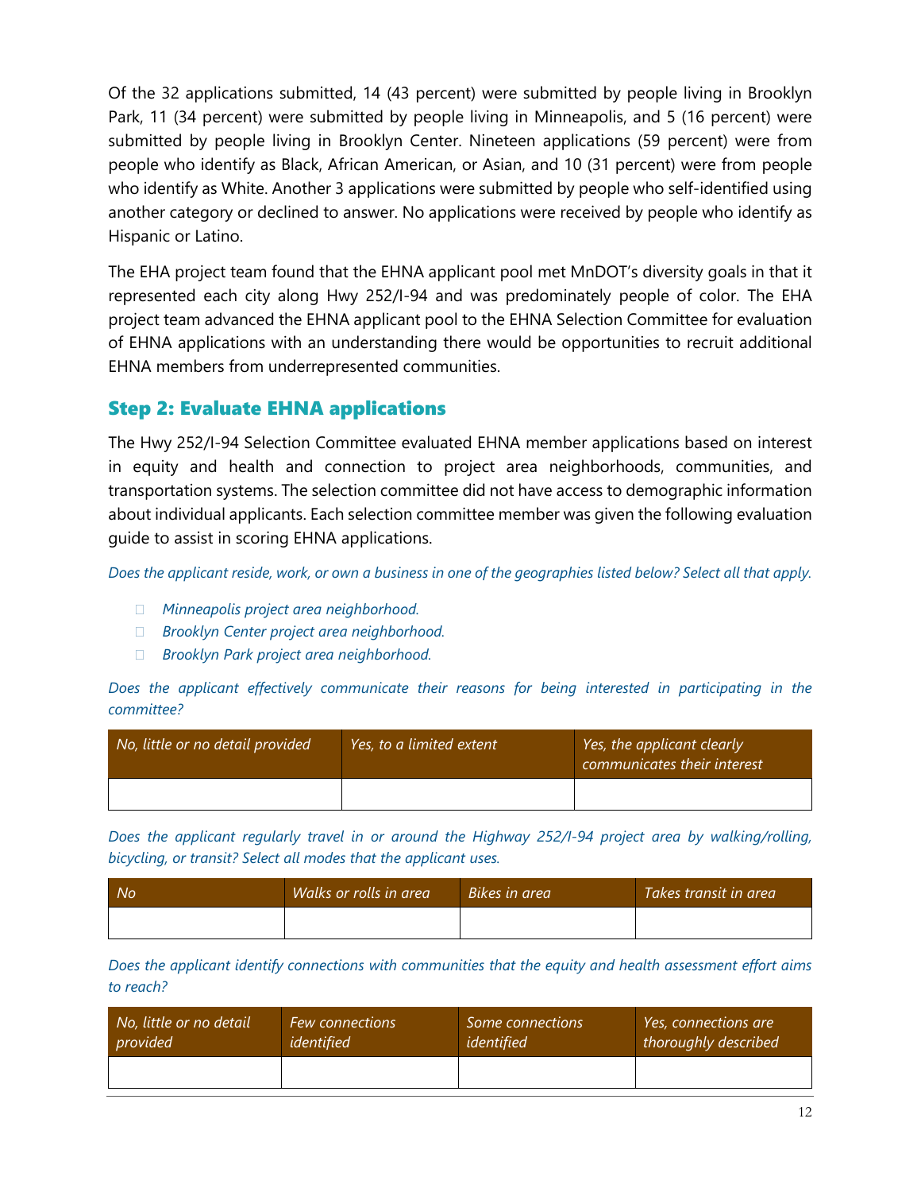Of the 32 applications submitted, 14 (43 percent) were submitted by people living in Brooklyn Park, 11 (34 percent) were submitted by people living in Minneapolis, and 5 (16 percent) were submitted by people living in Brooklyn Center. Nineteen applications (59 percent) were from people who identify as Black, African American, or Asian, and 10 (31 percent) were from people who identify as White. Another 3 applications were submitted by people who self-identified using another category or declined to answer. No applications were received by people who identify as Hispanic or Latino.

The EHA project team found that the EHNA applicant pool met MnDOT's diversity goals in that it represented each city along Hwy 252/I-94 and was predominately people of color. The EHA project team advanced the EHNA applicant pool to the EHNA Selection Committee for evaluation of EHNA applications with an understanding there would be opportunities to recruit additional EHNA members from underrepresented communities.

## Step 2: Evaluate EHNA applications

The Hwy 252/I-94 Selection Committee evaluated EHNA member applications based on interest in equity and health and connection to project area neighborhoods, communities, and transportation systems. The selection committee did not have access to demographic information about individual applicants. Each selection committee member was given the following evaluation guide to assist in scoring EHNA applications.

*Does the applicant reside, work, or own a business in one of the geographies listed below? Select all that apply.*

- ☐ *Minneapolis project area neighborhood.*
- ☐ *Brooklyn Center project area neighborhood.*
- ☐ *Brooklyn Park project area neighborhood.*

*Does the applicant effectively communicate their reasons for being interested in participating in the committee?*

| *No, little or no detail provided* | *Yes, to a limited extent* | *Yes, the applicant clearly communicates their interest* |
|---|---|---|
| | | |

*Does the applicant regularly travel in or around the Highway 252/I-94 project area by walking/rolling, bicycling, or transit? Select all modes that the applicant uses.*

| *No* | *Walks or rolls in area* | *Bikes in area* | *Takes transit in area* |
|---|---|---|---|
| | | | |

*Does the applicant identify connections with communities that the equity and health assessment effort aims to reach?*

| *No, little or no detail provided* | *Few connections identified* | *Some connections identified* | *Yes, connections are thoroughly described* |
|---|---|---|---|
| | | | |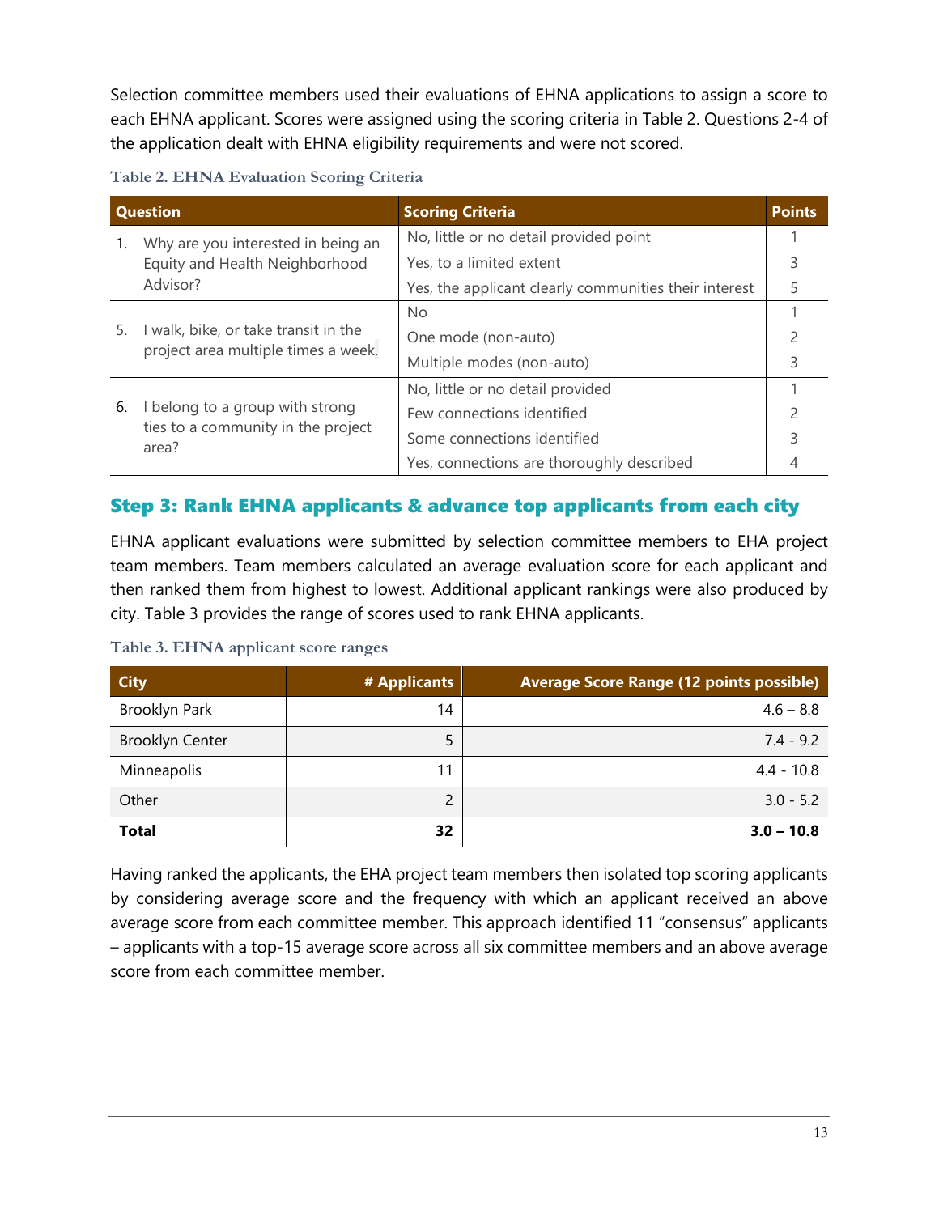Selection committee members used their evaluations of EHNA applications to assign a score to each EHNA applicant. Scores were assigned using the scoring criteria in Table 2. Questions 2-4 of the application dealt with EHNA eligibility requirements and were not scored.

**Table 2. EHNA Evaluation Scoring Criteria**

| Question | Scoring Criteria | Points |
|---|---|---|
| 1. Why are you interested in being an Equity and Health Neighborhood Advisor? | No, little or no detail provided point | 1 |
| | Yes, to a limited extent | 3 |
| | Yes, the applicant clearly communities their interest | 5 |
| 5. I walk, bike, or take transit in the project area multiple times a week. | No | 1 |
| | One mode (non-auto) | 2 |
| | Multiple modes (non-auto) | 3 |
| 6. I belong to a group with strong ties to a community in the project area? | No, little or no detail provided | 1 |
| | Few connections identified | 2 |
| | Some connections identified | 3 |
| | Yes, connections are thoroughly described | 4 |

## Step 3: Rank EHNA applicants & advance top applicants from each city

EHNA applicant evaluations were submitted by selection committee members to EHA project team members. Team members calculated an average evaluation score for each applicant and then ranked them from highest to lowest. Additional applicant rankings were also produced by city. Table 3 provides the range of scores used to rank EHNA applicants.

**Table 3. EHNA applicant score ranges**

| City | # Applicants | Average Score Range (12 points possible) |
|---|---:|---:|
| Brooklyn Park | 14 | 4.6 – 8.8 |
| Brooklyn Center | 5 | 7.4 - 9.2 |
| Minneapolis | 11 | 4.4 - 10.8 |
| Other | 2 | 3.0 - 5.2 |
| **Total** | **32** | **3.0 – 10.8** |

Having ranked the applicants, the EHA project team members then isolated top scoring applicants by considering average score and the frequency with which an applicant received an above average score from each committee member. This approach identified 11 "consensus" applicants – applicants with a top-15 average score across all six committee members and an above average score from each committee member.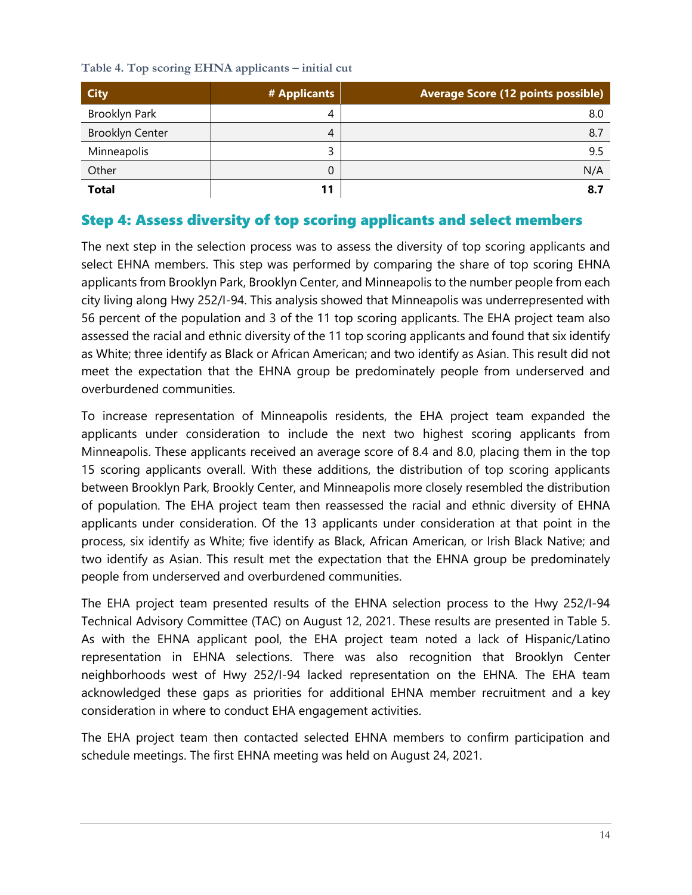**Table 4. Top scoring EHNA applicants – initial cut**

| City | # Applicants | Average Score (12 points possible) |
| --- | --- | --- |
| Brooklyn Park | 4 | 8.0 |
| Brooklyn Center | 4 | 8.7 |
| Minneapolis | 3 | 9.5 |
| Other | 0 | N/A |
| **Total** | **11** | **8.7** |

## Step 4: Assess diversity of top scoring applicants and select members

The next step in the selection process was to assess the diversity of top scoring applicants and select EHNA members. This step was performed by comparing the share of top scoring EHNA applicants from Brooklyn Park, Brooklyn Center, and Minneapolis to the number people from each city living along Hwy 252/I-94. This analysis showed that Minneapolis was underrepresented with 56 percent of the population and 3 of the 11 top scoring applicants. The EHA project team also assessed the racial and ethnic diversity of the 11 top scoring applicants and found that six identify as White; three identify as Black or African American; and two identify as Asian. This result did not meet the expectation that the EHNA group be predominately people from underserved and overburdened communities.

To increase representation of Minneapolis residents, the EHA project team expanded the applicants under consideration to include the next two highest scoring applicants from Minneapolis. These applicants received an average score of 8.4 and 8.0, placing them in the top 15 scoring applicants overall. With these additions, the distribution of top scoring applicants between Brooklyn Park, Brookly Center, and Minneapolis more closely resembled the distribution of population. The EHA project team then reassessed the racial and ethnic diversity of EHNA applicants under consideration. Of the 13 applicants under consideration at that point in the process, six identify as White; five identify as Black, African American, or Irish Black Native; and two identify as Asian. This result met the expectation that the EHNA group be predominately people from underserved and overburdened communities.

The EHA project team presented results of the EHNA selection process to the Hwy 252/I-94 Technical Advisory Committee (TAC) on August 12, 2021. These results are presented in Table 5. As with the EHNA applicant pool, the EHA project team noted a lack of Hispanic/Latino representation in EHNA selections. There was also recognition that Brooklyn Center neighborhoods west of Hwy 252/I-94 lacked representation on the EHNA. The EHA team acknowledged these gaps as priorities for additional EHNA member recruitment and a key consideration in where to conduct EHA engagement activities.

The EHA project team then contacted selected EHNA members to confirm participation and schedule meetings. The first EHNA meeting was held on August 24, 2021.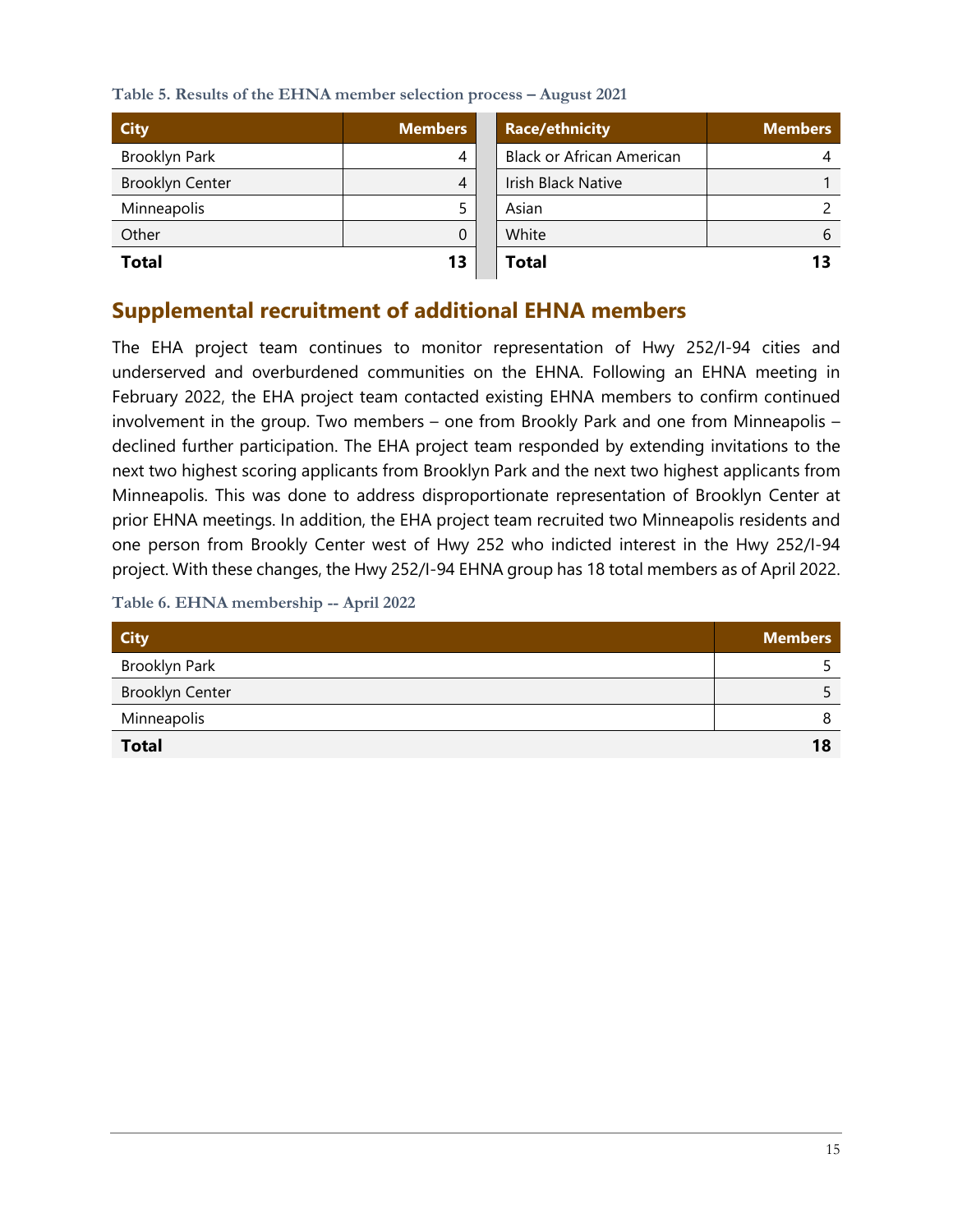Table 5. Results of the EHNA member selection process – August 2021

| City | Members |
|---|---:|
| Brooklyn Park | 4 |
| Brooklyn Center | 4 |
| Minneapolis | 5 |
| Other | 0 |
| **Total** | **13** |

| Race/ethnicity | Members |
|---|---:|
| Black or African American | 4 |
| Irish Black Native | 1 |
| Asian | 2 |
| White | 6 |
| **Total** | **13** |

## Supplemental recruitment of additional EHNA members

The EHA project team continues to monitor representation of Hwy 252/I-94 cities and underserved and overburdened communities on the EHNA. Following an EHNA meeting in February 2022, the EHA project team contacted existing EHNA members to confirm continued involvement in the group. Two members – one from Brookly Park and one from Minneapolis – declined further participation. The EHA project team responded by extending invitations to the next two highest scoring applicants from Brooklyn Park and the next two highest applicants from Minneapolis. This was done to address disproportionate representation of Brooklyn Center at prior EHNA meetings. In addition, the EHA project team recruited two Minneapolis residents and one person from Brookly Center west of Hwy 252 who indicted interest in the Hwy 252/I-94 project. With these changes, the Hwy 252/I-94 EHNA group has 18 total members as of April 2022.

Table 6. EHNA membership -- April 2022

| City | Members |
|---|---:|
| Brooklyn Park | 5 |
| Brooklyn Center | 5 |
| Minneapolis | 8 |
| **Total** | **18** |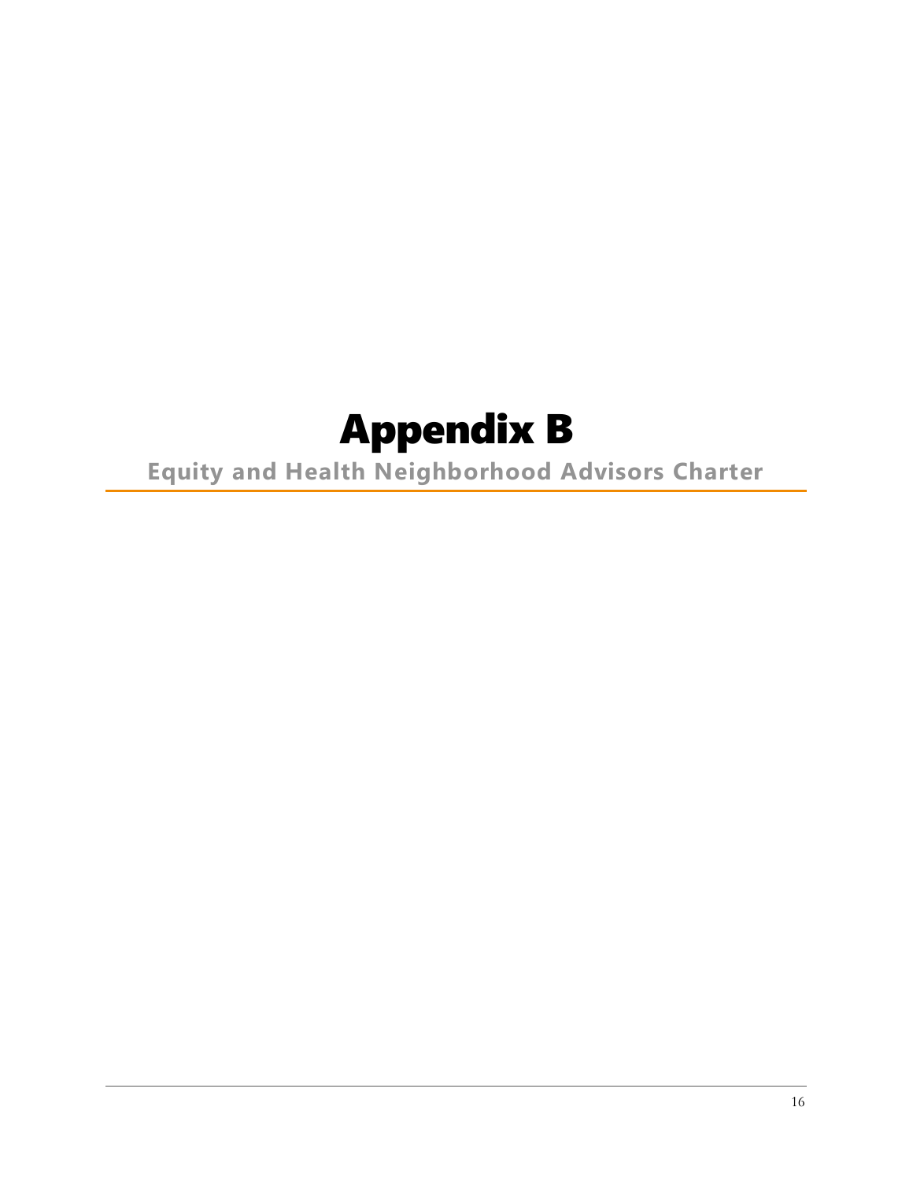# Appendix B

## Equity and Health Neighborhood Advisors Charter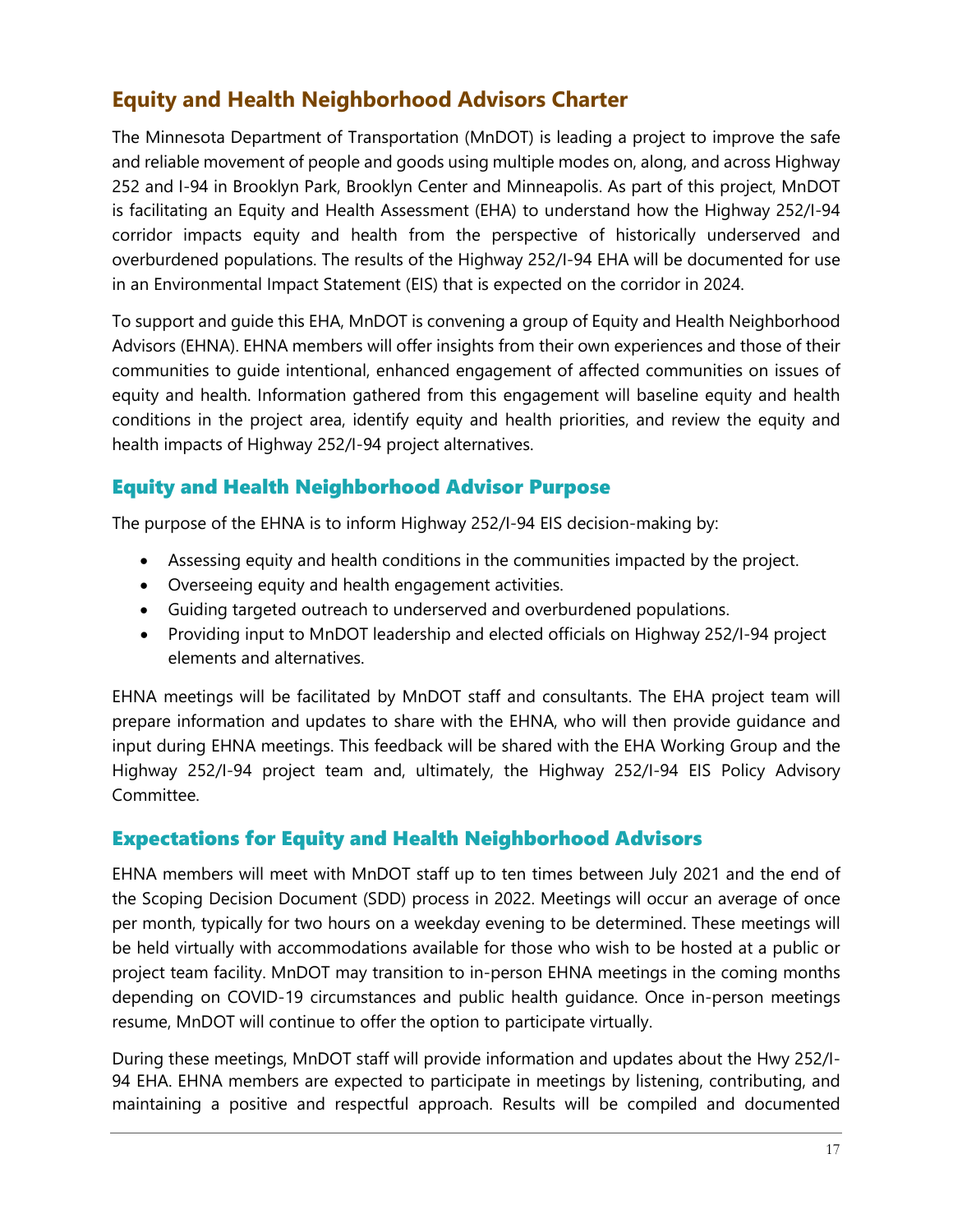## Equity and Health Neighborhood Advisors Charter

The Minnesota Department of Transportation (MnDOT) is leading a project to improve the safe and reliable movement of people and goods using multiple modes on, along, and across Highway 252 and I-94 in Brooklyn Park, Brooklyn Center and Minneapolis. As part of this project, MnDOT is facilitating an Equity and Health Assessment (EHA) to understand how the Highway 252/I-94 corridor impacts equity and health from the perspective of historically underserved and overburdened populations. The results of the Highway 252/I-94 EHA will be documented for use in an Environmental Impact Statement (EIS) that is expected on the corridor in 2024.

To support and guide this EHA, MnDOT is convening a group of Equity and Health Neighborhood Advisors (EHNA). EHNA members will offer insights from their own experiences and those of their communities to guide intentional, enhanced engagement of affected communities on issues of equity and health. Information gathered from this engagement will baseline equity and health conditions in the project area, identify equity and health priorities, and review the equity and health impacts of Highway 252/I-94 project alternatives.

### Equity and Health Neighborhood Advisor Purpose

The purpose of the EHNA is to inform Highway 252/I-94 EIS decision-making by:

- Assessing equity and health conditions in the communities impacted by the project.
- Overseeing equity and health engagement activities.
- Guiding targeted outreach to underserved and overburdened populations.
- Providing input to MnDOT leadership and elected officials on Highway 252/I-94 project elements and alternatives.

EHNA meetings will be facilitated by MnDOT staff and consultants. The EHA project team will prepare information and updates to share with the EHNA, who will then provide guidance and input during EHNA meetings. This feedback will be shared with the EHA Working Group and the Highway 252/I-94 project team and, ultimately, the Highway 252/I-94 EIS Policy Advisory Committee.

### Expectations for Equity and Health Neighborhood Advisors

EHNA members will meet with MnDOT staff up to ten times between July 2021 and the end of the Scoping Decision Document (SDD) process in 2022. Meetings will occur an average of once per month, typically for two hours on a weekday evening to be determined. These meetings will be held virtually with accommodations available for those who wish to be hosted at a public or project team facility. MnDOT may transition to in-person EHNA meetings in the coming months depending on COVID-19 circumstances and public health guidance. Once in-person meetings resume, MnDOT will continue to offer the option to participate virtually.

During these meetings, MnDOT staff will provide information and updates about the Hwy 252/I-94 EHA. EHNA members are expected to participate in meetings by listening, contributing, and maintaining a positive and respectful approach. Results will be compiled and documented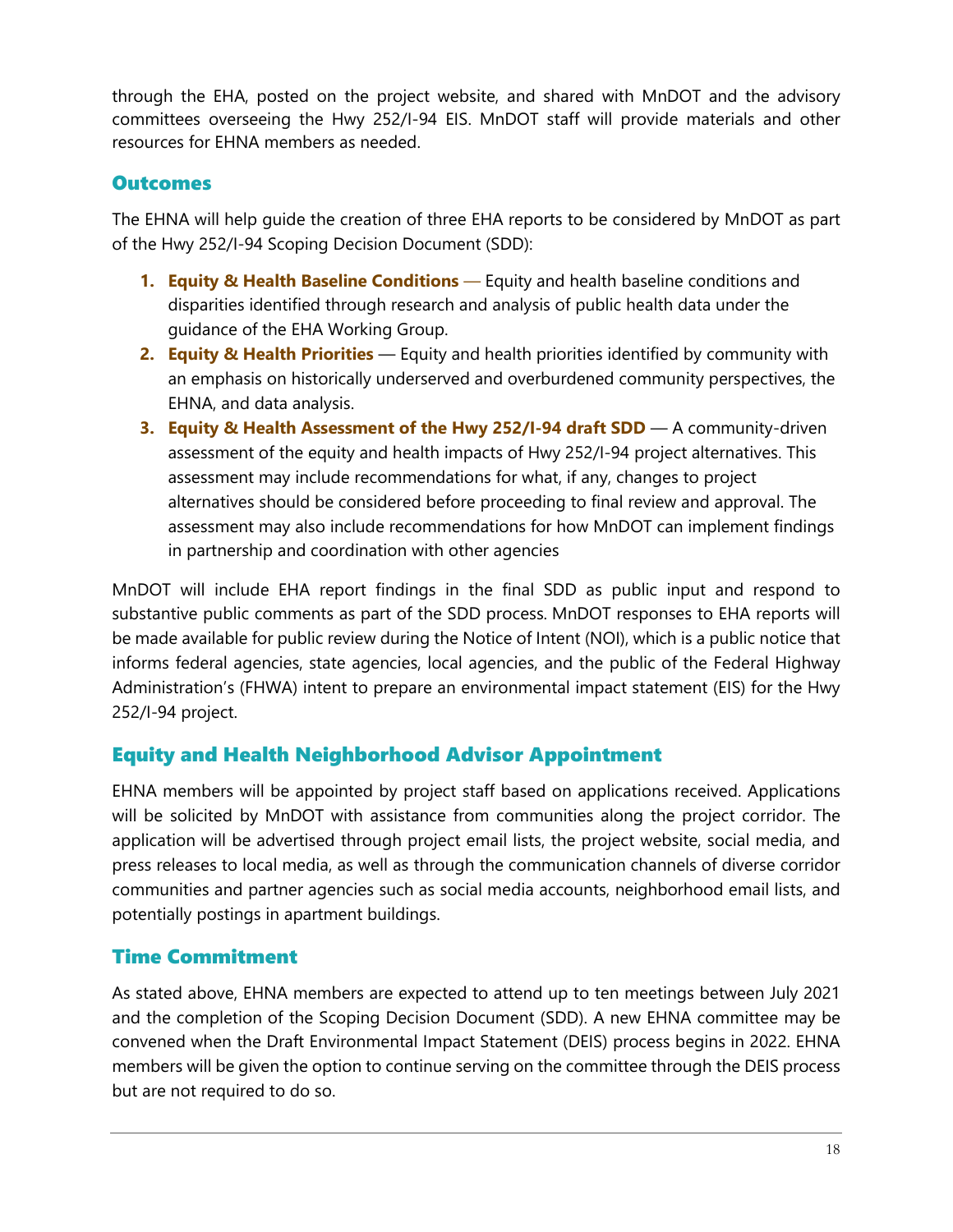through the EHA, posted on the project website, and shared with MnDOT and the advisory committees overseeing the Hwy 252/I-94 EIS. MnDOT staff will provide materials and other resources for EHNA members as needed.

## Outcomes

The EHNA will help guide the creation of three EHA reports to be considered by MnDOT as part of the Hwy 252/I-94 Scoping Decision Document (SDD):

1. **Equity & Health Baseline Conditions** — Equity and health baseline conditions and disparities identified through research and analysis of public health data under the guidance of the EHA Working Group.
2. **Equity & Health Priorities** — Equity and health priorities identified by community with an emphasis on historically underserved and overburdened community perspectives, the EHNA, and data analysis.
3. **Equity & Health Assessment of the Hwy 252/I-94 draft SDD** — A community-driven assessment of the equity and health impacts of Hwy 252/I-94 project alternatives. This assessment may include recommendations for what, if any, changes to project alternatives should be considered before proceeding to final review and approval. The assessment may also include recommendations for how MnDOT can implement findings in partnership and coordination with other agencies

MnDOT will include EHA report findings in the final SDD as public input and respond to substantive public comments as part of the SDD process. MnDOT responses to EHA reports will be made available for public review during the Notice of Intent (NOI), which is a public notice that informs federal agencies, state agencies, local agencies, and the public of the Federal Highway Administration's (FHWA) intent to prepare an environmental impact statement (EIS) for the Hwy 252/I-94 project.

## Equity and Health Neighborhood Advisor Appointment

EHNA members will be appointed by project staff based on applications received. Applications will be solicited by MnDOT with assistance from communities along the project corridor. The application will be advertised through project email lists, the project website, social media, and press releases to local media, as well as through the communication channels of diverse corridor communities and partner agencies such as social media accounts, neighborhood email lists, and potentially postings in apartment buildings.

## Time Commitment

As stated above, EHNA members are expected to attend up to ten meetings between July 2021 and the completion of the Scoping Decision Document (SDD). A new EHNA committee may be convened when the Draft Environmental Impact Statement (DEIS) process begins in 2022. EHNA members will be given the option to continue serving on the committee through the DEIS process but are not required to do so.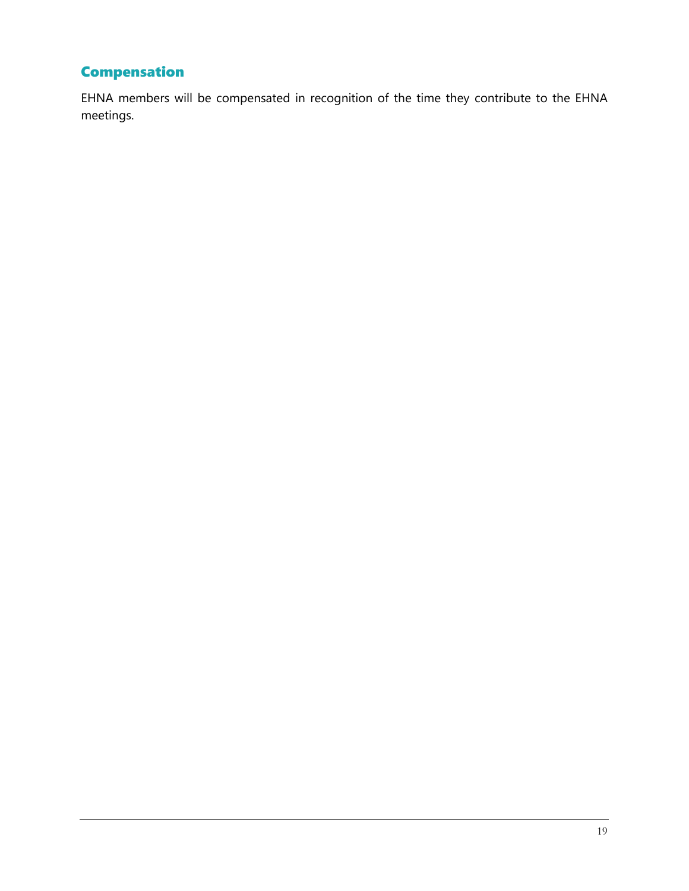## Compensation

EHNA members will be compensated in recognition of the time they contribute to the EHNA meetings.